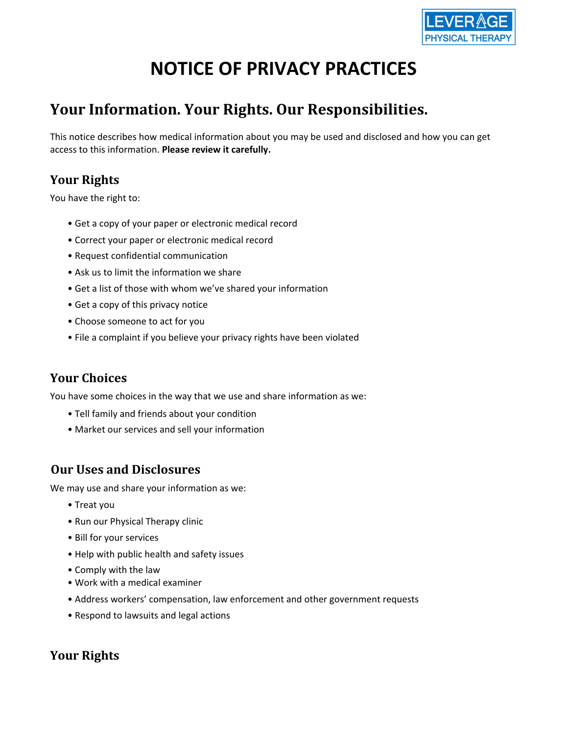LEVERAGE PHYSICAL THERAPY

# NOTICE OF PRIVACY PRACTICES

## Your Information. Your Rights. Our Responsibilities.

This notice describes how medical information about you may be used and disclosed and how you can get access to this information. **Please review it carefully.**

### Your Rights

You have the right to:

- Get a copy of your paper or electronic medical record
- Correct your paper or electronic medical record
- Request confidential communication
- Ask us to limit the information we share
- Get a list of those with whom we've shared your information
- Get a copy of this privacy notice
- Choose someone to act for you
- File a complaint if you believe your privacy rights have been violated

### Your Choices

You have some choices in the way that we use and share information as we:

- Tell family and friends about your condition
- Market our services and sell your information

### Our Uses and Disclosures

We may use and share your information as we:

- Treat you
- Run our Physical Therapy clinic
- Bill for your services
- Help with public health and safety issues
- Comply with the law
- Work with a medical examiner
- Address workers' compensation, law enforcement and other government requests
- Respond to lawsuits and legal actions

### Your Rights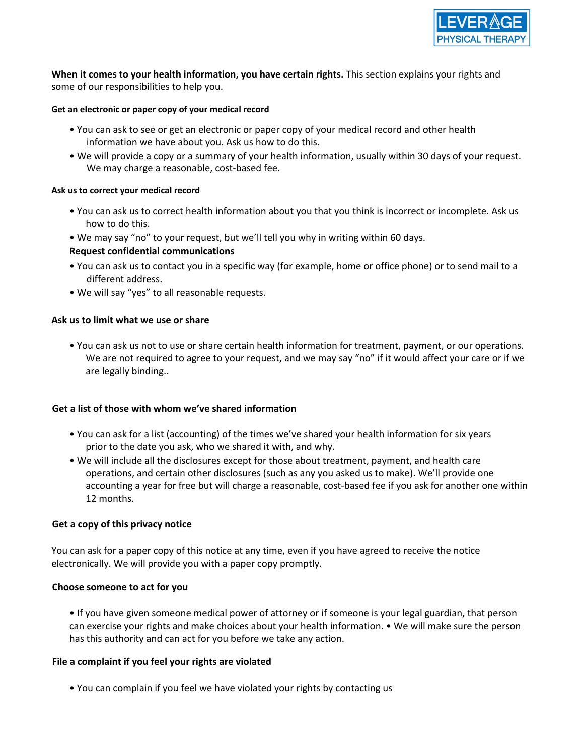**When it comes to your health information, you have certain rights.** This section explains your rights and some of our responsibilities to help you.

#### Get an electronic or paper copy of your medical record

- You can ask to see or get an electronic or paper copy of your medical record and other health information we have about you. Ask us how to do this.
- We will provide a copy or a summary of your health information, usually within 30 days of your request. We may charge a reasonable, cost-based fee.

#### Ask us to correct your medical record

- You can ask us to correct health information about you that you think is incorrect or incomplete. Ask us how to do this.
- We may say "no" to your request, but we'll tell you why in writing within 60 days.

**Request confidential communications**

- You can ask us to contact you in a specific way (for example, home or office phone) or to send mail to a different address.
- We will say "yes" to all reasonable requests.

### Ask us to limit what we use or share

- You can ask us not to use or share certain health information for treatment, payment, or our operations. We are not required to agree to your request, and we may say "no" if it would affect your care or if we are legally binding..

### Get a list of those with whom we've shared information

- You can ask for a list (accounting) of the times we've shared your health information for six years prior to the date you ask, who we shared it with, and why.
- We will include all the disclosures except for those about treatment, payment, and health care operations, and certain other disclosures (such as any you asked us to make). We'll provide one accounting a year for free but will charge a reasonable, cost-based fee if you ask for another one within 12 months.

### Get a copy of this privacy notice

You can ask for a paper copy of this notice at any time, even if you have agreed to receive the notice electronically. We will provide you with a paper copy promptly.

### Choose someone to act for you

- If you have given someone medical power of attorney or if someone is your legal guardian, that person can exercise your rights and make choices about your health information.
- We will make sure the person has this authority and can act for you before we take any action.

### File a complaint if you feel your rights are violated

- You can complain if you feel we have violated your rights by contacting us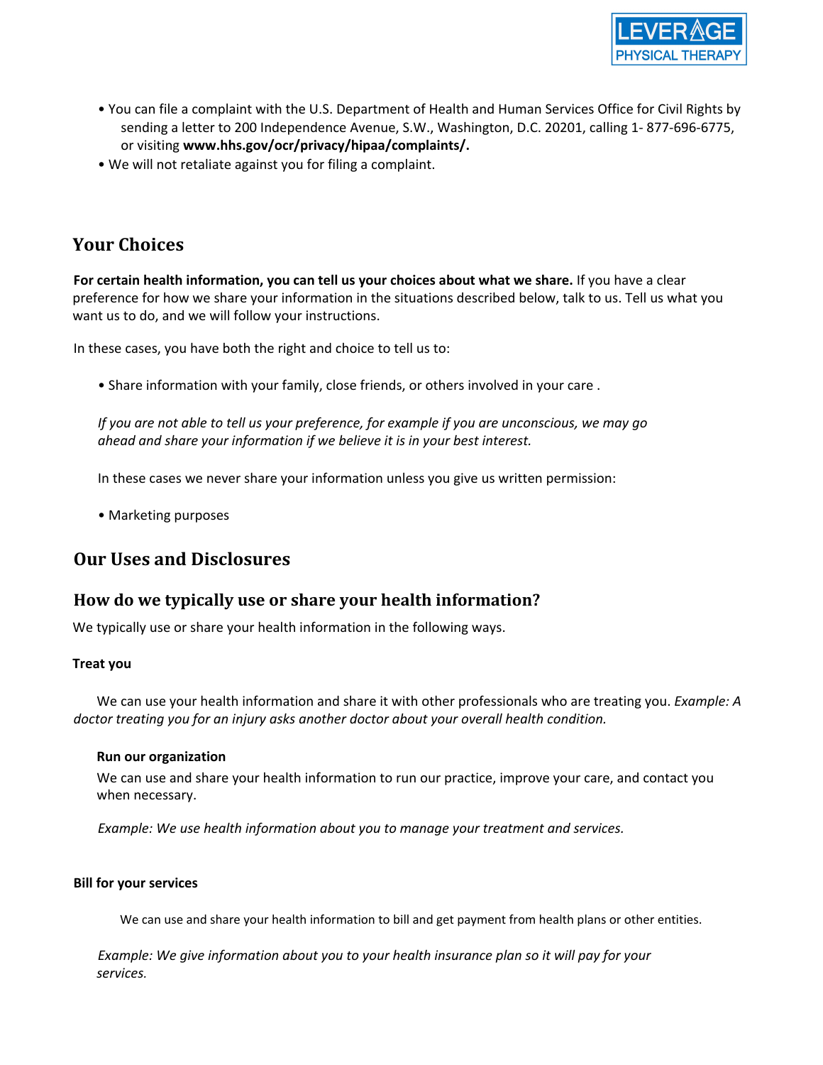- You can file a complaint with the U.S. Department of Health and Human Services Office for Civil Rights by sending a letter to 200 Independence Avenue, S.W., Washington, D.C. 20201, calling 1- 877-696-6775, or visiting **www.hhs.gov/ocr/privacy/hipaa/complaints/.**
- We will not retaliate against you for filing a complaint.

## Your Choices

**For certain health information, you can tell us your choices about what we share.** If you have a clear preference for how we share your information in the situations described below, talk to us. Tell us what you want us to do, and we will follow your instructions.

In these cases, you have both the right and choice to tell us to:

- Share information with your family, close friends, or others involved in your care .

*If you are not able to tell us your preference, for example if you are unconscious, we may go ahead and share your information if we believe it is in your best interest.*

In these cases we never share your information unless you give us written permission:

- Marketing purposes

## Our Uses and Disclosures

### How do we typically use or share your health information?

We typically use or share your health information in the following ways.

**Treat you**

We can use your health information and share it with other professionals who are treating you. *Example: A doctor treating you for an injury asks another doctor about your overall health condition.*

**Run our organization**

We can use and share your health information to run our practice, improve your care, and contact you when necessary.

*Example: We use health information about you to manage your treatment and services.*

**Bill for your services**

We can use and share your health information to bill and get payment from health plans or other entities.

*Example: We give information about you to your health insurance plan so it will pay for your services.*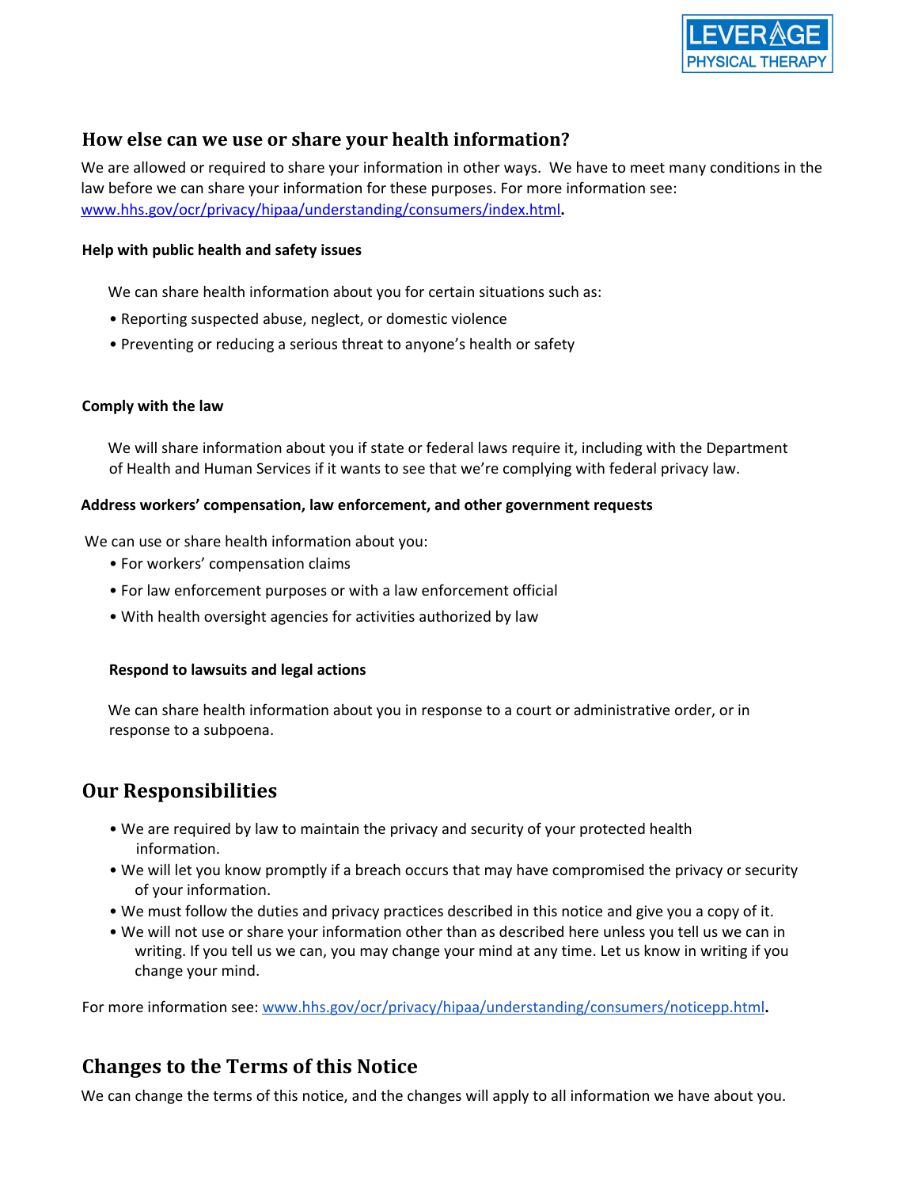## How else can we use or share your health information?

We are allowed or required to share your information in other ways. We have to meet many conditions in the law before we can share your information for these purposes. For more information see: [www.hhs.gov/ocr/privacy/hipaa/understanding/consumers/index.html](http://www.hhs.gov/ocr/privacy/hipaa/understanding/consumers/index.html).

**Help with public health and safety issues**

We can share health information about you for certain situations such as:

- Reporting suspected abuse, neglect, or domestic violence
- Preventing or reducing a serious threat to anyone's health or safety

**Comply with the law**

We will share information about you if state or federal laws require it, including with the Department of Health and Human Services if it wants to see that we're complying with federal privacy law.

**Address workers' compensation, law enforcement, and other government requests**

We can use or share health information about you:

- For workers' compensation claims
- For law enforcement purposes or with a law enforcement official
- With health oversight agencies for activities authorized by law

**Respond to lawsuits and legal actions**

We can share health information about you in response to a court or administrative order, or in response to a subpoena.

## Our Responsibilities

- We are required by law to maintain the privacy and security of your protected health information.
- We will let you know promptly if a breach occurs that may have compromised the privacy or security of your information.
- We must follow the duties and privacy practices described in this notice and give you a copy of it.
- We will not use or share your information other than as described here unless you tell us we can in writing. If you tell us we can, you may change your mind at any time. Let us know in writing if you change your mind.

For more information see: [www.hhs.gov/ocr/privacy/hipaa/understanding/consumers/noticepp.html](http://www.hhs.gov/ocr/privacy/hipaa/understanding/consumers/noticepp.html).

## Changes to the Terms of this Notice

We can change the terms of this notice, and the changes will apply to all information we have about you.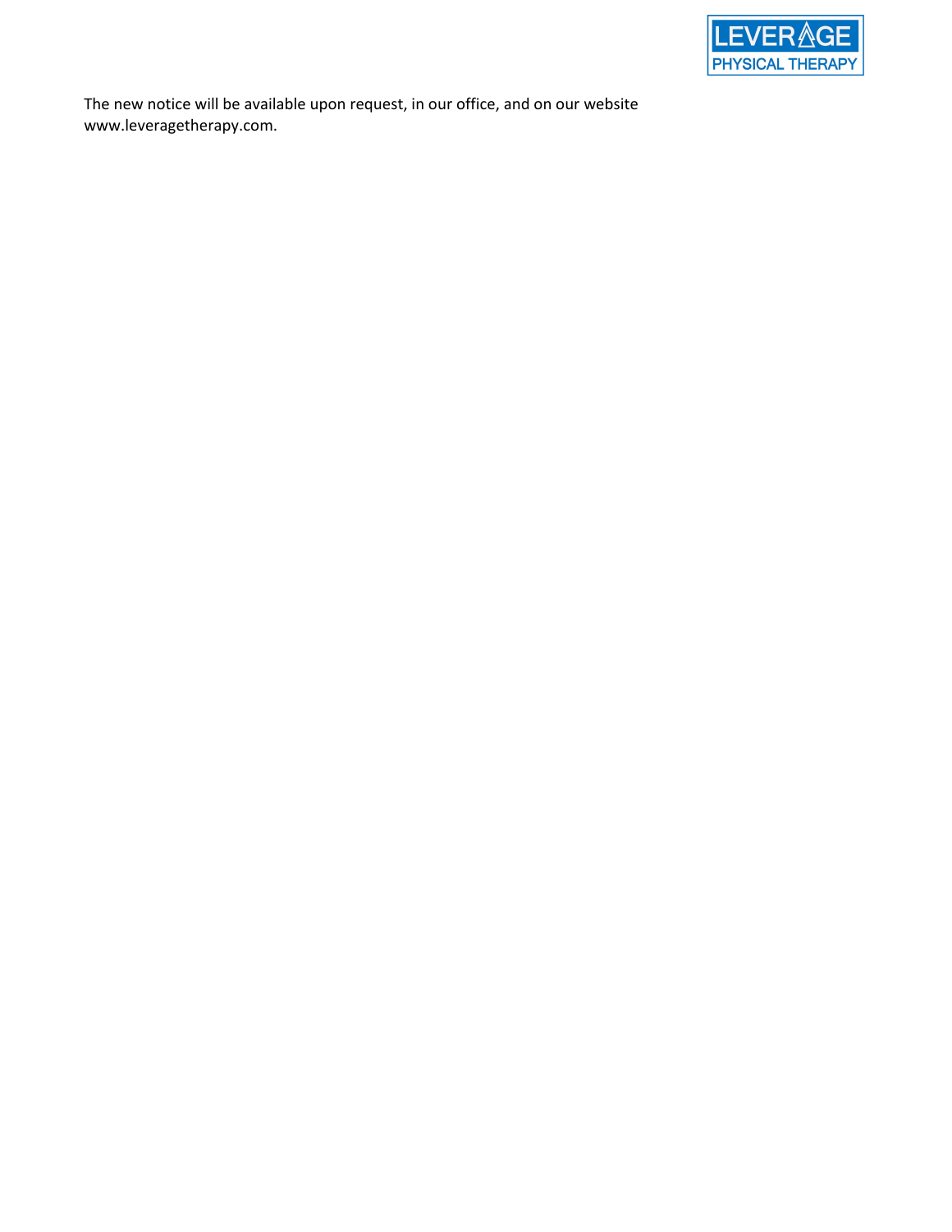The new notice will be available upon request, in our office, and on our website www.leveragetherapy.com.